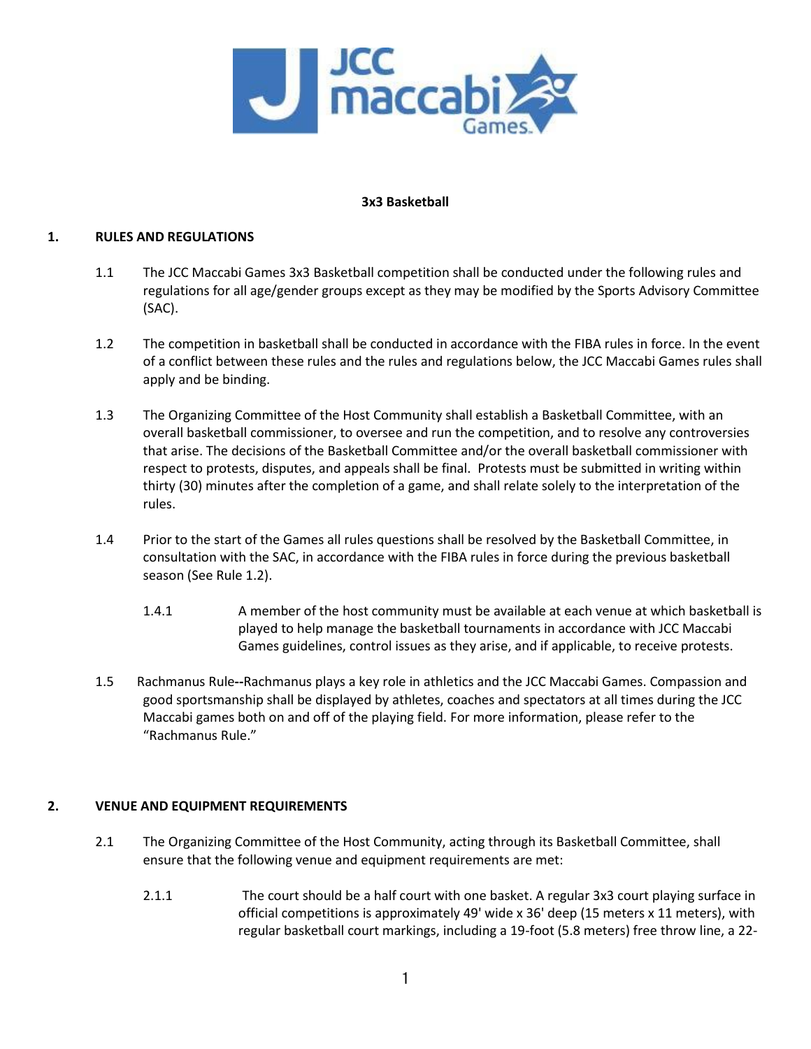# 3x3 Basketball

## 1. RULES AND REGULATIONS

1.1 The JCC Maccabi Games 3x3 Basketball competition shall be conducted under the following rules and regulations for all age/gender groups except as they may be modified by the Sports Advisory Committee (SAC).

1.2 The competition in basketball shall be conducted in accordance with the FIBA rules in force. In the event of a conflict between these rules and the rules and regulations below, the JCC Maccabi Games rules shall apply and be binding.

1.3 The Organizing Committee of the Host Community shall establish a Basketball Committee, with an overall basketball commissioner, to oversee and run the competition, and to resolve any controversies that arise. The decisions of the Basketball Committee and/or the overall basketball commissioner with respect to protests, disputes, and appeals shall be final. Protests must be submitted in writing within thirty (30) minutes after the completion of a game, and shall relate solely to the interpretation of the rules.

1.4 Prior to the start of the Games all rules questions shall be resolved by the Basketball Committee, in consultation with the SAC, in accordance with the FIBA rules in force during the previous basketball season (See Rule 1.2).

1.4.1 A member of the host community must be available at each venue at which basketball is played to help manage the basketball tournaments in accordance with JCC Maccabi Games guidelines, control issues as they arise, and if applicable, to receive protests.

1.5 Rachmanus Rule**--**Rachmanus plays a key role in athletics and the JCC Maccabi Games. Compassion and good sportsmanship shall be displayed by athletes, coaches and spectators at all times during the JCC Maccabi games both on and off of the playing field. For more information, please refer to the "Rachmanus Rule."

## 2. VENUE AND EQUIPMENT REQUIREMENTS

2.1 The Organizing Committee of the Host Community, acting through its Basketball Committee, shall ensure that the following venue and equipment requirements are met:

2.1.1 The court should be a half court with one basket. A regular 3x3 court playing surface in official competitions is approximately 49' wide x 36' deep (15 meters x 11 meters), with regular basketball court markings, including a 19-foot (5.8 meters) free throw line, a 22-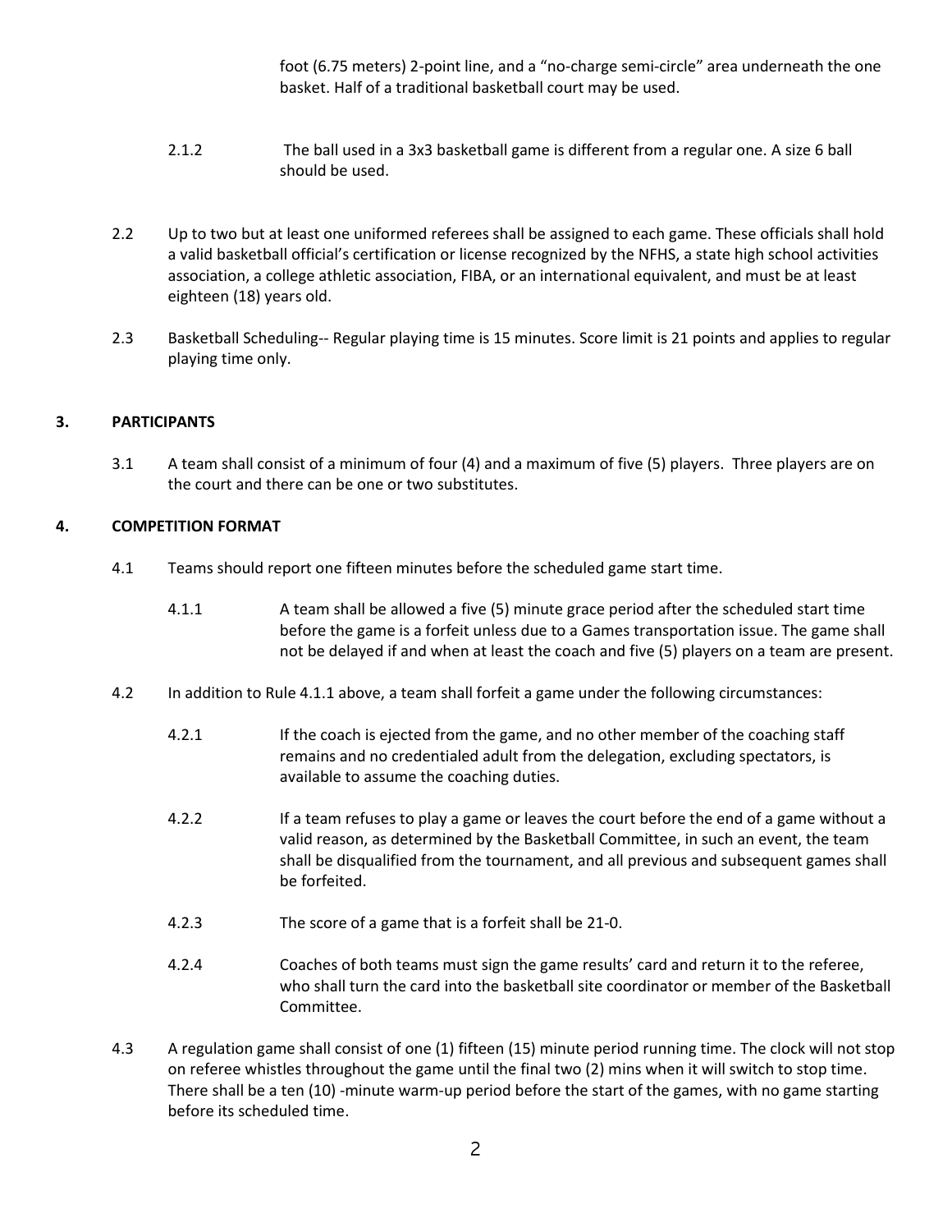foot (6.75 meters) 2-point line, and a "no-charge semi-circle" area underneath the one basket. Half of a traditional basketball court may be used.

2.1.2 The ball used in a 3x3 basketball game is different from a regular one. A size 6 ball should be used.

2.2 Up to two but at least one uniformed referees shall be assigned to each game. These officials shall hold a valid basketball official's certification or license recognized by the NFHS, a state high school activities association, a college athletic association, FIBA, or an international equivalent, and must be at least eighteen (18) years old.

2.3 Basketball Scheduling-- Regular playing time is 15 minutes. Score limit is 21 points and applies to regular playing time only.

## 3. PARTICIPANTS

3.1 A team shall consist of a minimum of four (4) and a maximum of five (5) players. Three players are on the court and there can be one or two substitutes.

## 4. COMPETITION FORMAT

4.1 Teams should report one fifteen minutes before the scheduled game start time.

4.1.1 A team shall be allowed a five (5) minute grace period after the scheduled start time before the game is a forfeit unless due to a Games transportation issue. The game shall not be delayed if and when at least the coach and five (5) players on a team are present.

4.2 In addition to Rule 4.1.1 above, a team shall forfeit a game under the following circumstances:

4.2.1 If the coach is ejected from the game, and no other member of the coaching staff remains and no credentialed adult from the delegation, excluding spectators, is available to assume the coaching duties.

4.2.2 If a team refuses to play a game or leaves the court before the end of a game without a valid reason, as determined by the Basketball Committee, in such an event, the team shall be disqualified from the tournament, and all previous and subsequent games shall be forfeited.

4.2.3 The score of a game that is a forfeit shall be 21-0.

4.2.4 Coaches of both teams must sign the game results' card and return it to the referee, who shall turn the card into the basketball site coordinator or member of the Basketball Committee.

4.3 A regulation game shall consist of one (1) fifteen (15) minute period running time. The clock will not stop on referee whistles throughout the game until the final two (2) mins when it will switch to stop time. There shall be a ten (10) -minute warm-up period before the start of the games, with no game starting before its scheduled time.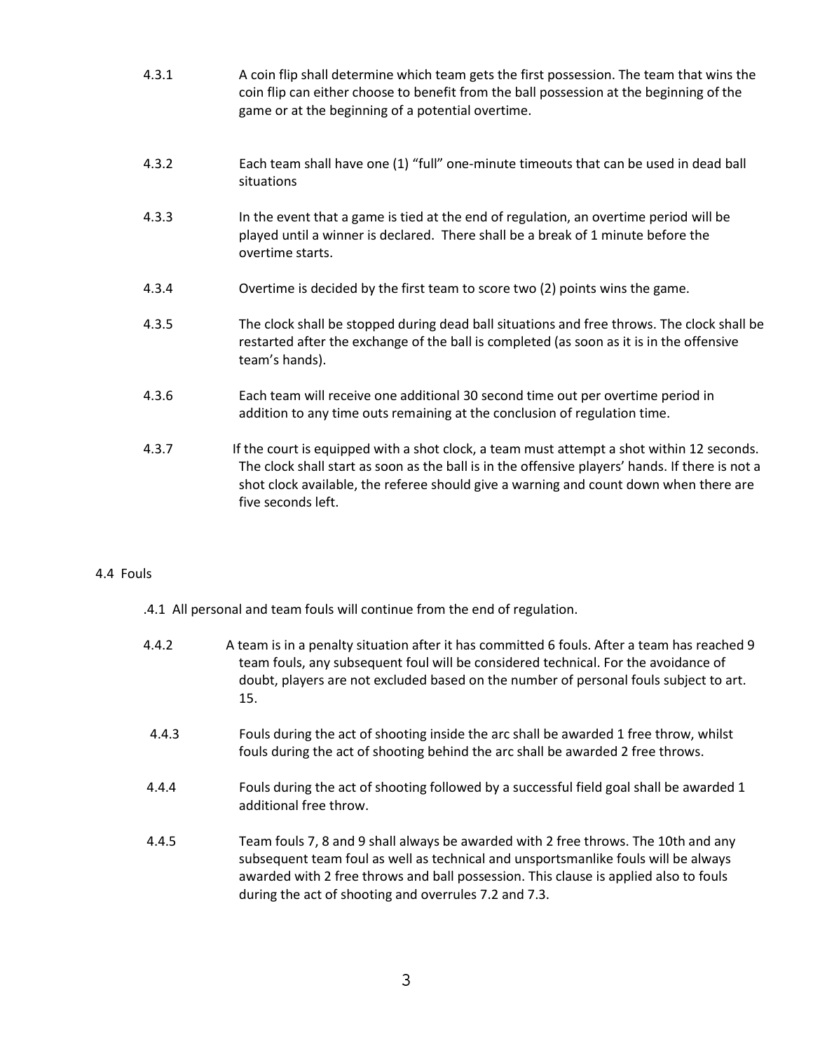4.3.1 A coin flip shall determine which team gets the first possession. The team that wins the coin flip can either choose to benefit from the ball possession at the beginning of the game or at the beginning of a potential overtime.

4.3.2 Each team shall have one (1) "full" one-minute timeouts that can be used in dead ball situations

4.3.3 In the event that a game is tied at the end of regulation, an overtime period will be played until a winner is declared. There shall be a break of 1 minute before the overtime starts.

4.3.4 Overtime is decided by the first team to score two (2) points wins the game.

4.3.5 The clock shall be stopped during dead ball situations and free throws. The clock shall be restarted after the exchange of the ball is completed (as soon as it is in the offensive team's hands).

4.3.6 Each team will receive one additional 30 second time out per overtime period in addition to any time outs remaining at the conclusion of regulation time.

4.3.7 If the court is equipped with a shot clock, a team must attempt a shot within 12 seconds. The clock shall start as soon as the ball is in the offensive players' hands. If there is not a shot clock available, the referee should give a warning and count down when there are five seconds left.

4.4 Fouls

.4.1 All personal and team fouls will continue from the end of regulation.

4.4.2 A team is in a penalty situation after it has committed 6 fouls. After a team has reached 9 team fouls, any subsequent foul will be considered technical. For the avoidance of doubt, players are not excluded based on the number of personal fouls subject to art. 15.

4.4.3 Fouls during the act of shooting inside the arc shall be awarded 1 free throw, whilst fouls during the act of shooting behind the arc shall be awarded 2 free throws.

4.4.4 Fouls during the act of shooting followed by a successful field goal shall be awarded 1 additional free throw.

4.4.5 Team fouls 7, 8 and 9 shall always be awarded with 2 free throws. The 10th and any subsequent team foul as well as technical and unsportsmanlike fouls will be always awarded with 2 free throws and ball possession. This clause is applied also to fouls during the act of shooting and overrules 7.2 and 7.3.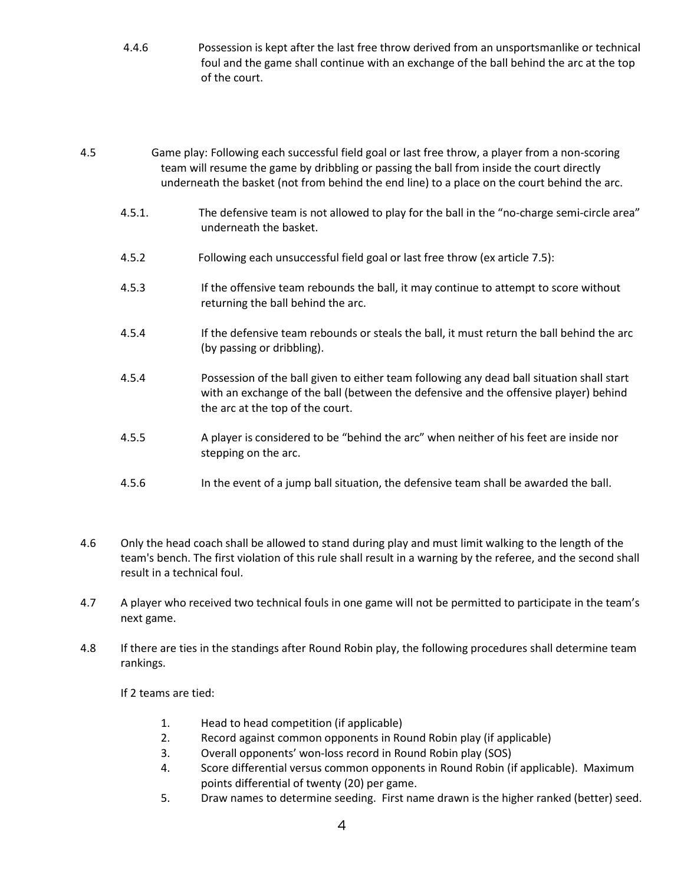4.4.6 Possession is kept after the last free throw derived from an unsportsmanlike or technical foul and the game shall continue with an exchange of the ball behind the arc at the top of the court.

4.5 Game play: Following each successful field goal or last free throw, a player from a non-scoring team will resume the game by dribbling or passing the ball from inside the court directly underneath the basket (not from behind the end line) to a place on the court behind the arc.

4.5.1. The defensive team is not allowed to play for the ball in the "no-charge semi-circle area" underneath the basket.

4.5.2 Following each unsuccessful field goal or last free throw (ex article 7.5):

4.5.3 If the offensive team rebounds the ball, it may continue to attempt to score without returning the ball behind the arc.

4.5.4 If the defensive team rebounds or steals the ball, it must return the ball behind the arc (by passing or dribbling).

4.5.4 Possession of the ball given to either team following any dead ball situation shall start with an exchange of the ball (between the defensive and the offensive player) behind the arc at the top of the court.

4.5.5 A player is considered to be "behind the arc" when neither of his feet are inside nor stepping on the arc.

4.5.6 In the event of a jump ball situation, the defensive team shall be awarded the ball.

4.6 Only the head coach shall be allowed to stand during play and must limit walking to the length of the team's bench. The first violation of this rule shall result in a warning by the referee, and the second shall result in a technical foul.

4.7 A player who received two technical fouls in one game will not be permitted to participate in the team's next game.

4.8 If there are ties in the standings after Round Robin play, the following procedures shall determine team rankings.

If 2 teams are tied:

1. Head to head competition (if applicable)
2. Record against common opponents in Round Robin play (if applicable)
3. Overall opponents' won-loss record in Round Robin play (SOS)
4. Score differential versus common opponents in Round Robin (if applicable). Maximum points differential of twenty (20) per game.
5. Draw names to determine seeding. First name drawn is the higher ranked (better) seed.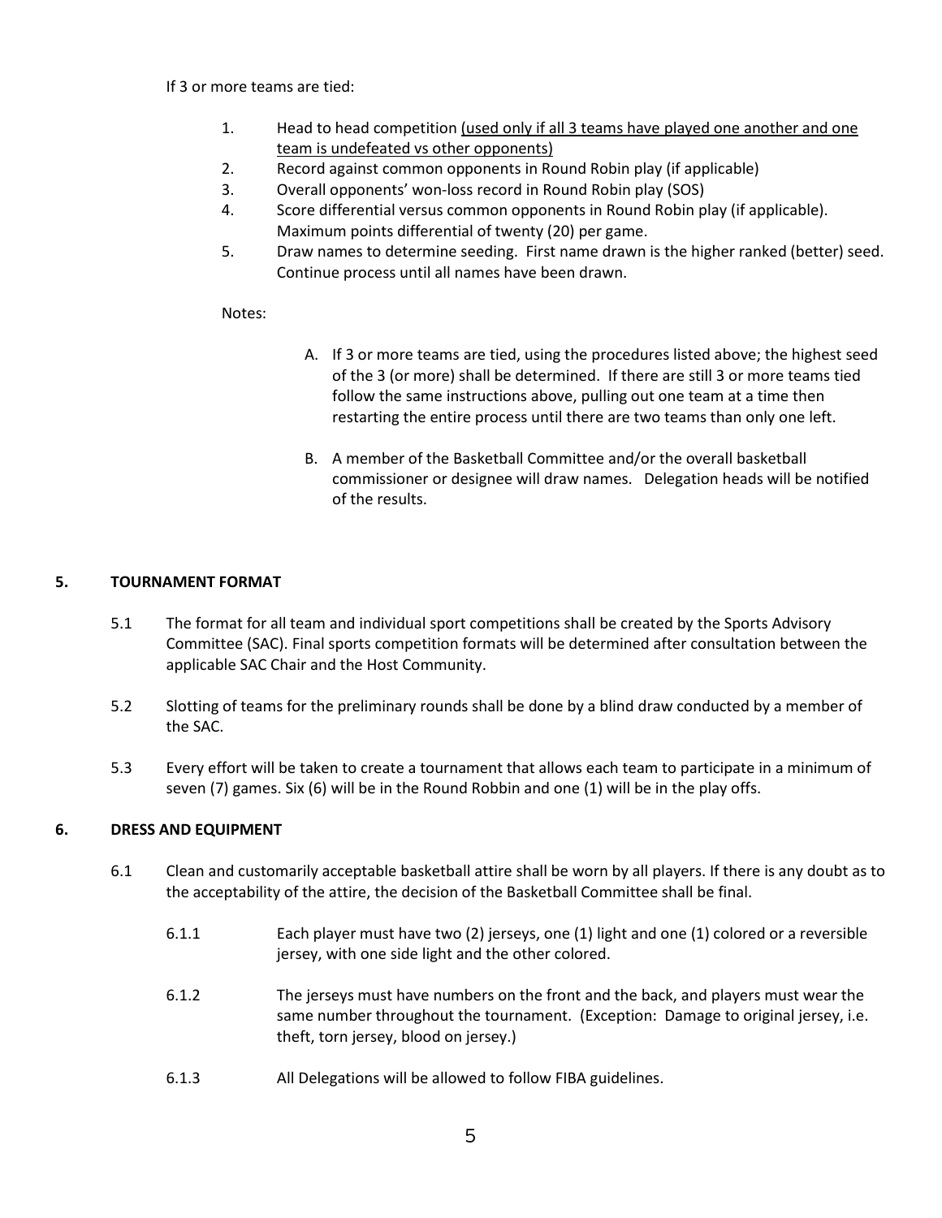If 3 or more teams are tied:

1. Head to head competition (used only if all 3 teams have played one another and one team is undefeated vs other opponents)
2. Record against common opponents in Round Robin play (if applicable)
3. Overall opponents' won-loss record in Round Robin play (SOS)
4. Score differential versus common opponents in Round Robin play (if applicable). Maximum points differential of twenty (20) per game.
5. Draw names to determine seeding. First name drawn is the higher ranked (better) seed. Continue process until all names have been drawn.

Notes:

A. If 3 or more teams are tied, using the procedures listed above; the highest seed of the 3 (or more) shall be determined. If there are still 3 or more teams tied follow the same instructions above, pulling out one team at a time then restarting the entire process until there are two teams than only one left.

B. A member of the Basketball Committee and/or the overall basketball commissioner or designee will draw names. Delegation heads will be notified of the results.

## 5. TOURNAMENT FORMAT

5.1 The format for all team and individual sport competitions shall be created by the Sports Advisory Committee (SAC). Final sports competition formats will be determined after consultation between the applicable SAC Chair and the Host Community.

5.2 Slotting of teams for the preliminary rounds shall be done by a blind draw conducted by a member of the SAC.

5.3 Every effort will be taken to create a tournament that allows each team to participate in a minimum of seven (7) games. Six (6) will be in the Round Robbin and one (1) will be in the play offs.

## 6. DRESS AND EQUIPMENT

6.1 Clean and customarily acceptable basketball attire shall be worn by all players. If there is any doubt as to the acceptability of the attire, the decision of the Basketball Committee shall be final.

6.1.1 Each player must have two (2) jerseys, one (1) light and one (1) colored or a reversible jersey, with one side light and the other colored.

6.1.2 The jerseys must have numbers on the front and the back, and players must wear the same number throughout the tournament. (Exception: Damage to original jersey, i.e. theft, torn jersey, blood on jersey.)

6.1.3 All Delegations will be allowed to follow FIBA guidelines.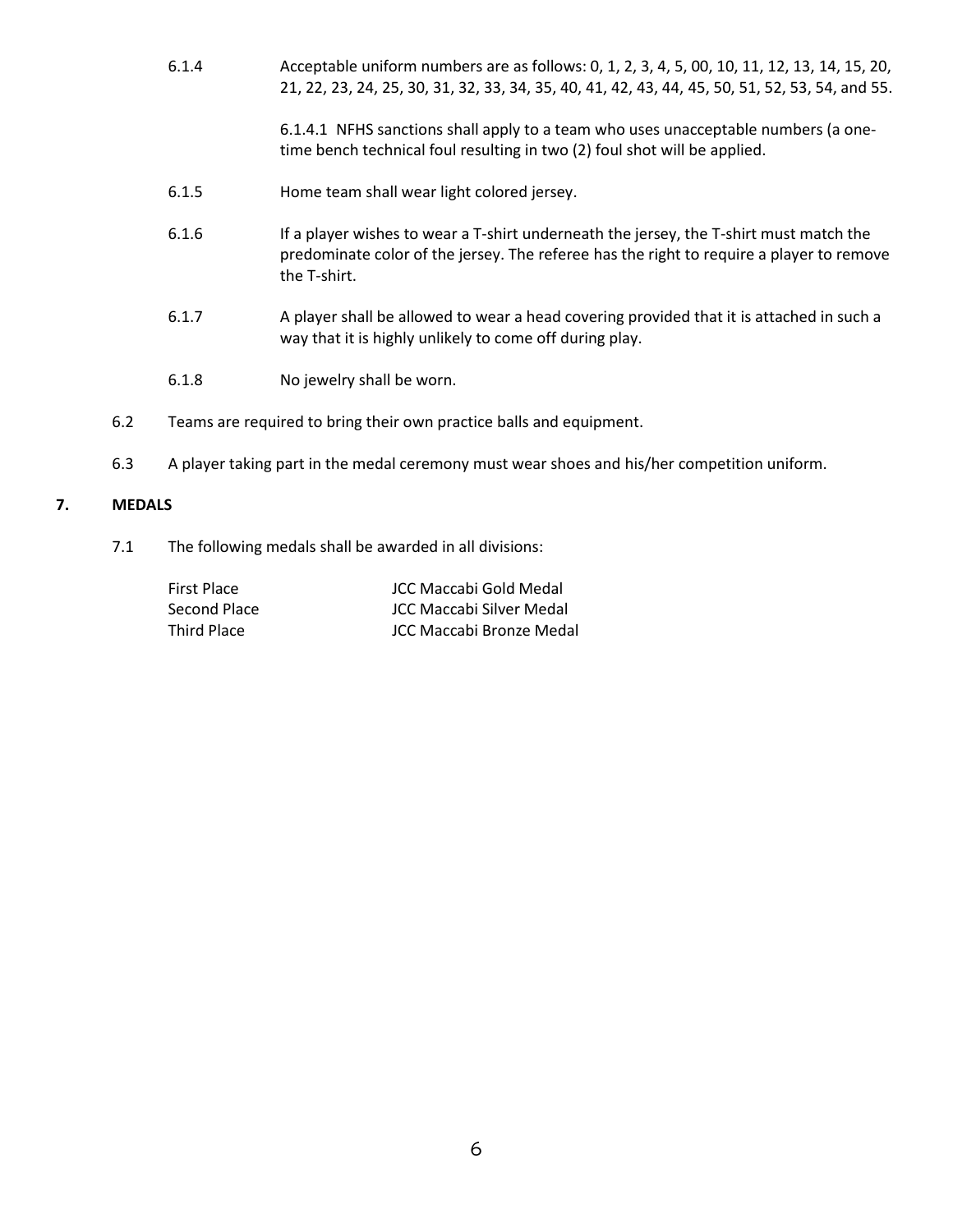6.1.4 Acceptable uniform numbers are as follows: 0, 1, 2, 3, 4, 5, 00, 10, 11, 12, 13, 14, 15, 20, 21, 22, 23, 24, 25, 30, 31, 32, 33, 34, 35, 40, 41, 42, 43, 44, 45, 50, 51, 52, 53, 54, and 55.

6.1.4.1 NFHS sanctions shall apply to a team who uses unacceptable numbers (a one-time bench technical foul resulting in two (2) foul shot will be applied.

6.1.5 Home team shall wear light colored jersey.

6.1.6 If a player wishes to wear a T-shirt underneath the jersey, the T-shirt must match the predominate color of the jersey. The referee has the right to require a player to remove the T-shirt.

6.1.7 A player shall be allowed to wear a head covering provided that it is attached in such a way that it is highly unlikely to come off during play.

6.1.8 No jewelry shall be worn.

6.2 Teams are required to bring their own practice balls and equipment.

6.3 A player taking part in the medal ceremony must wear shoes and his/her competition uniform.

## 7. MEDALS

7.1 The following medals shall be awarded in all divisions:

| | |
|---|---|
| First Place | JCC Maccabi Gold Medal |
| Second Place | JCC Maccabi Silver Medal |
| Third Place | JCC Maccabi Bronze Medal |